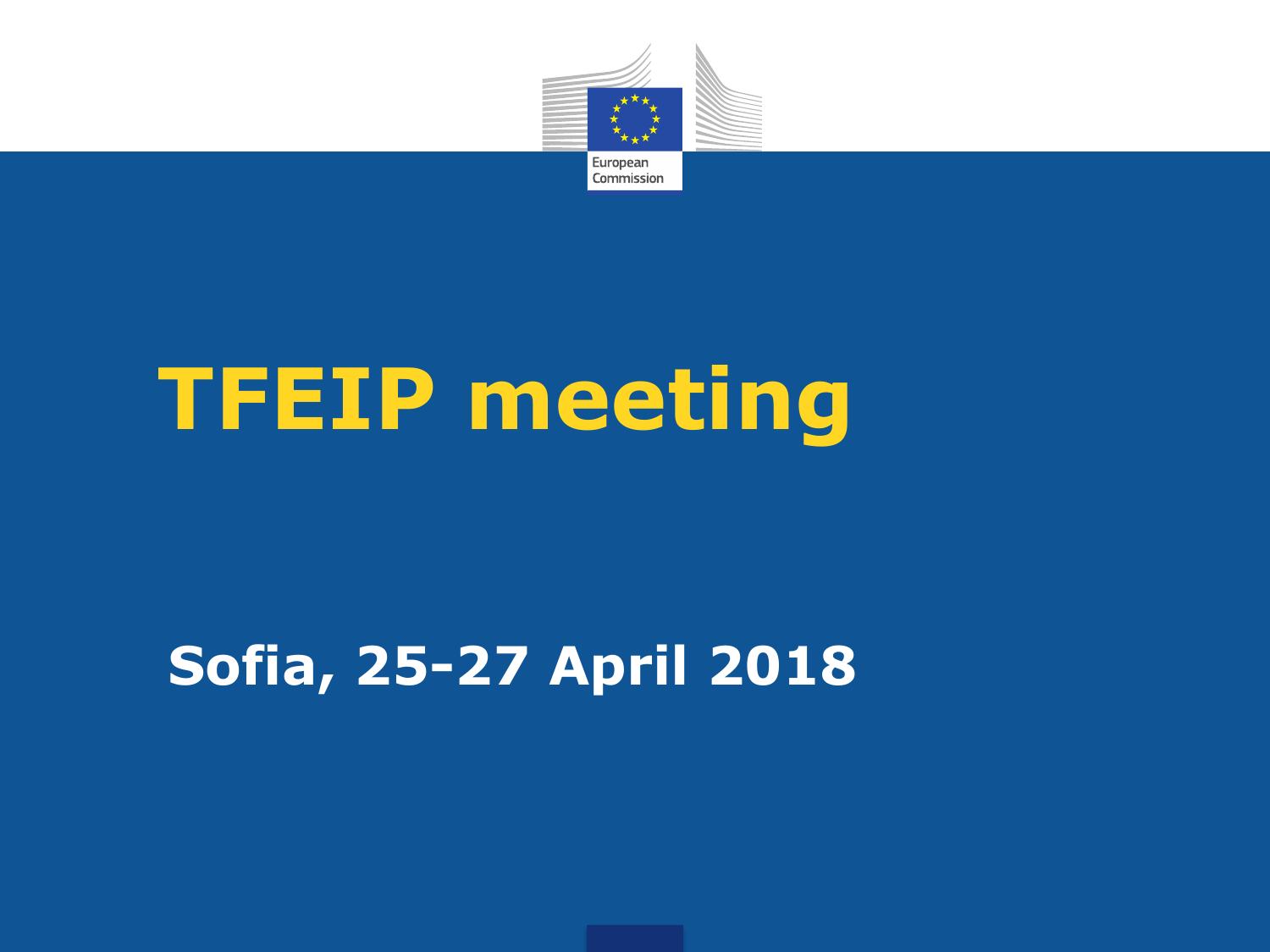# TFEIP meeting

## Sofia, 25-27 April 2018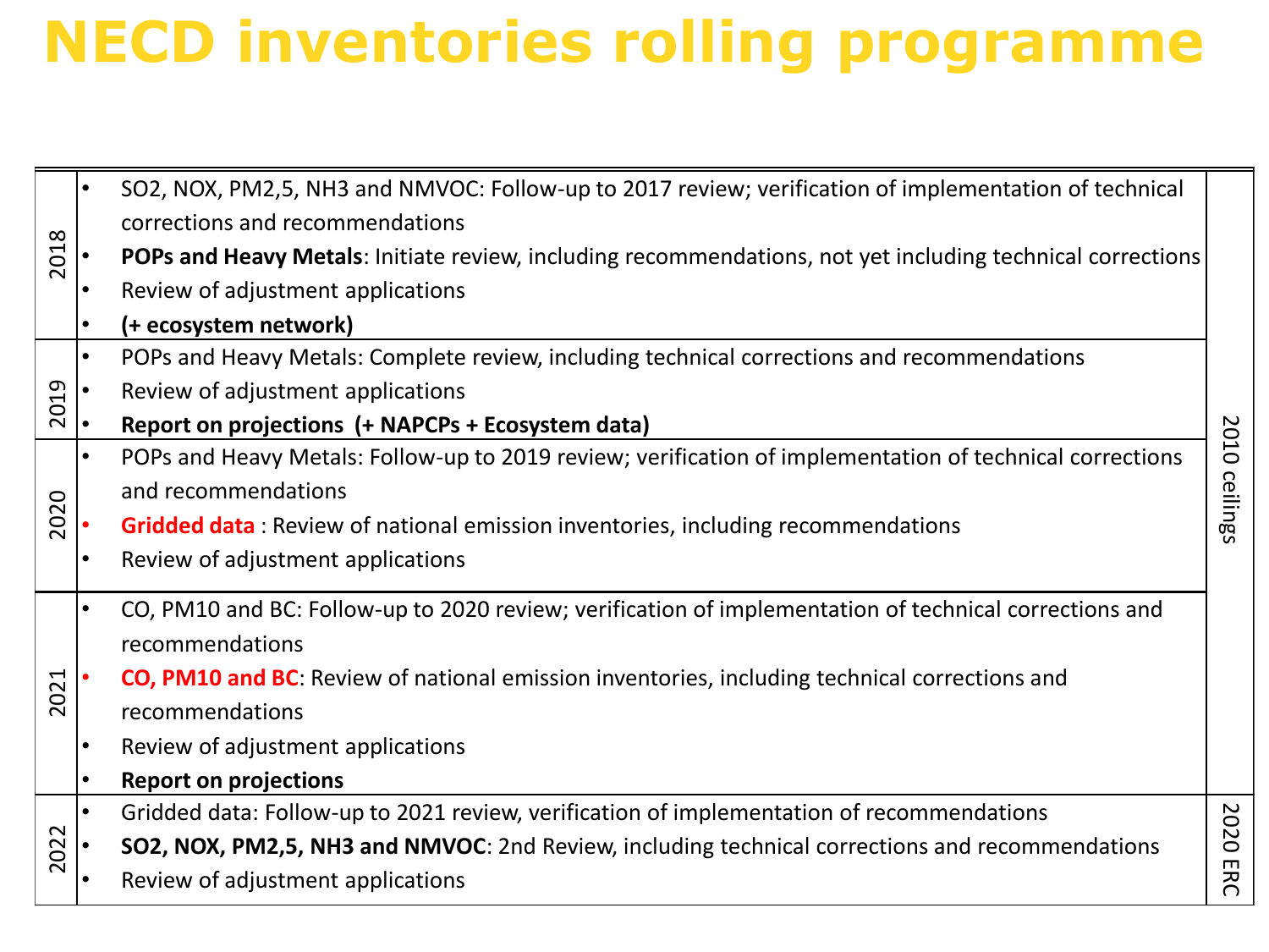# NECD inventories rolling programme

| Year | Activities | Ceilings |
|---|---|---|
| 2018 | • SO2, NOX, PM2,5, NH3 and NMVOC: Follow-up to 2017 review; verification of implementation of technical corrections and recommendations<br>• **POPs and Heavy Metals**: Initiate review, including recommendations, not yet including technical corrections<br>• Review of adjustment applications<br>• **(+ ecosystem network)** | 2010 ceilings |
| 2019 | • POPs and Heavy Metals: Complete review, including technical corrections and recommendations<br>• Review of adjustment applications<br>• **Report on projections (+ NAPCPs + Ecosystem data)** | 2010 ceilings |
| 2020 | • POPs and Heavy Metals: Follow-up to 2019 review; verification of implementation of technical corrections and recommendations<br>• **Gridded data** : Review of national emission inventories, including recommendations<br>• Review of adjustment applications | 2010 ceilings |
| 2021 | • CO, PM10 and BC: Follow-up to 2020 review; verification of implementation of technical corrections and recommendations<br>• **CO, PM10 and BC**: Review of national emission inventories, including technical corrections and recommendations<br>• Review of adjustment applications<br>• **Report on projections** | 2010 ceilings |
| 2022 | • Gridded data: Follow-up to 2021 review, verification of implementation of recommendations<br>• **SO2, NOX, PM2,5, NH3 and NMVOC**: 2nd Review, including technical corrections and recommendations<br>• Review of adjustment applications | 2020 ERC |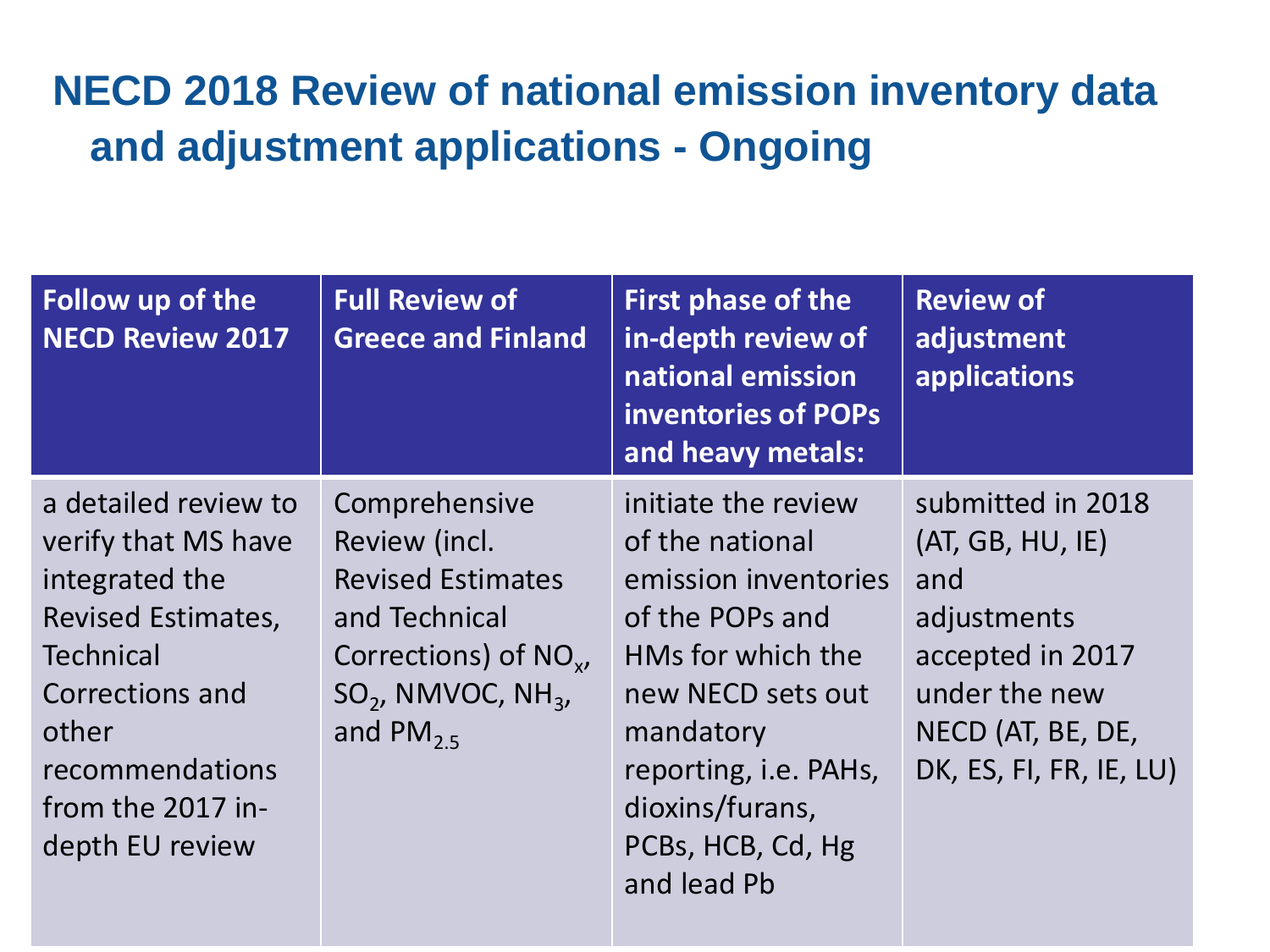# NECD 2018 Review of national emission inventory data and adjustment applications - Ongoing

| Follow up of the NECD Review 2017 | Full Review of Greece and Finland | First phase of the in-depth review of national emission inventories of POPs and heavy metals: | Review of adjustment applications |
|---|---|---|---|
| a detailed review to verify that MS have integrated the Revised Estimates, Technical Corrections and other recommendations from the 2017 in-depth EU review | Comprehensive Review (incl. Revised Estimates and Technical Corrections) of $NO_x$, $SO_2$, NMVOC, $NH_3$, and $PM_{2.5}$ | initiate the review of the national emission inventories of the POPs and HMs for which the new NECD sets out mandatory reporting, i.e. PAHs, dioxins/furans, PCBs, HCB, Cd, Hg and lead Pb | submitted in 2018 (AT, GB, HU, IE) and adjustments accepted in 2017 under the new NECD (AT, BE, DE, DK, ES, FI, FR, IE, LU) |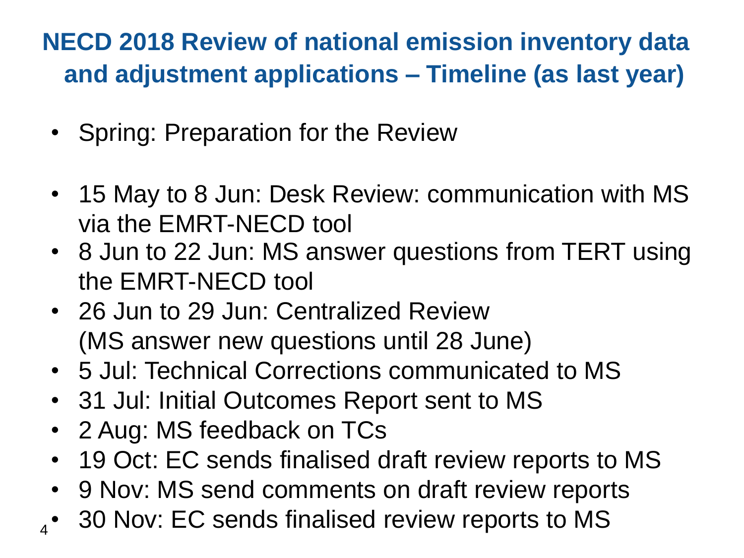# NECD 2018 Review of national emission inventory data and adjustment applications – Timeline (as last year)

- Spring: Preparation for the Review

- 15 May to 8 Jun: Desk Review: communication with MS via the EMRT-NECD tool
- 8 Jun to 22 Jun: MS answer questions from TERT using the EMRT-NECD tool
- 26 Jun to 29 Jun: Centralized Review (MS answer new questions until 28 June)
- 5 Jul: Technical Corrections communicated to MS
- 31 Jul: Initial Outcomes Report sent to MS
- 2 Aug: MS feedback on TCs
- 19 Oct: EC sends finalised draft review reports to MS
- 9 Nov: MS send comments on draft review reports
- 30 Nov: EC sends finalised review reports to MS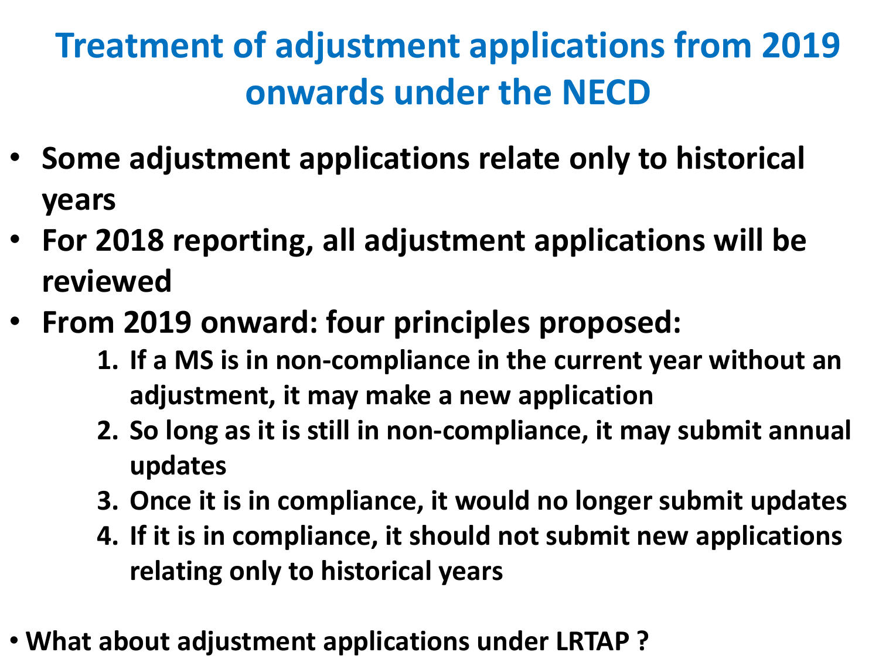# Treatment of adjustment applications from 2019 onwards under the NECD

- **Some adjustment applications relate only to historical years**
- **For 2018 reporting, all adjustment applications will be reviewed**
- **From 2019 onward: four principles proposed:**
  1. **If a MS is in non-compliance in the current year without an adjustment, it may make a new application**
  2. **So long as it is still in non-compliance, it may submit annual updates**
  3. **Once it is in compliance, it would no longer submit updates**
  4. **If it is in compliance, it should not submit new applications relating only to historical years**

- **What about adjustment applications under LRTAP ?**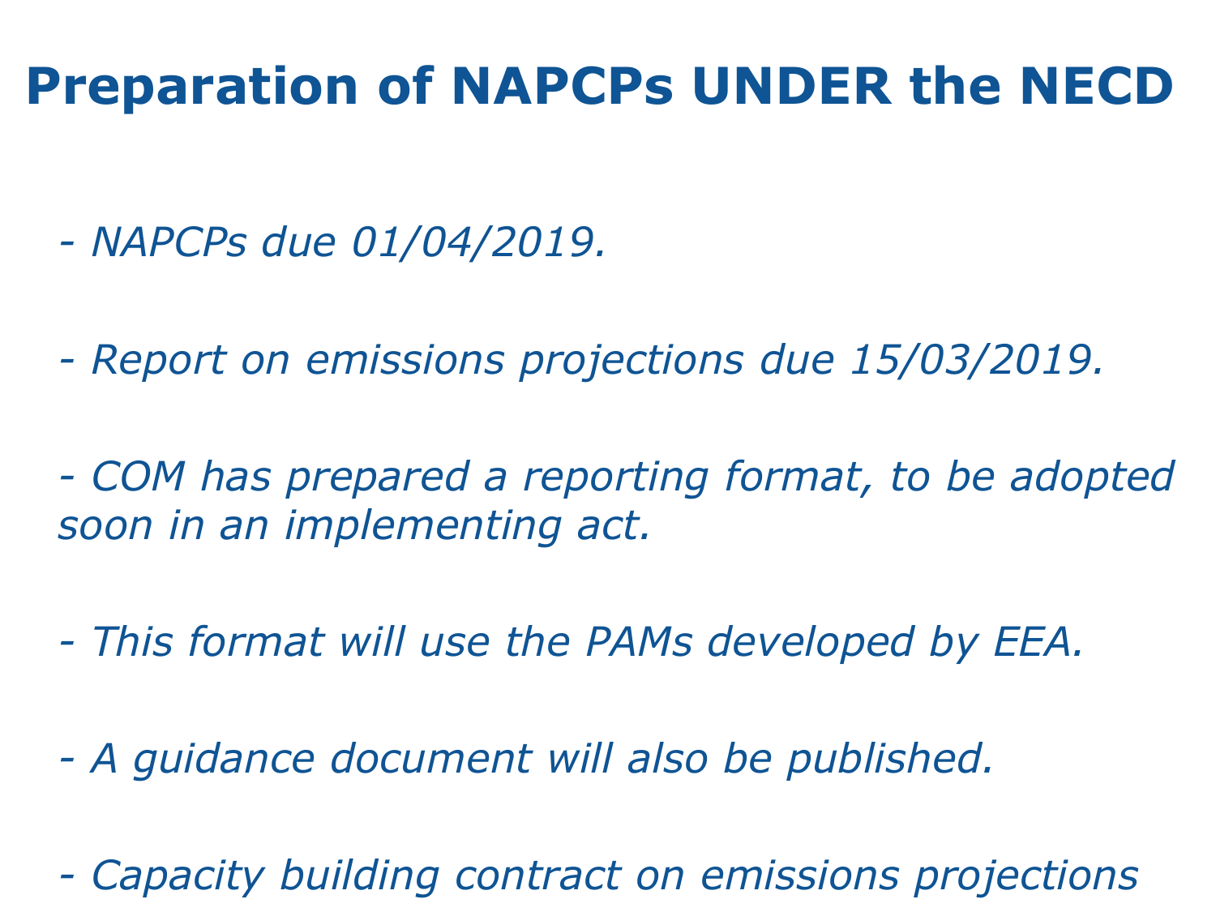# Preparation of NAPCPs UNDER the NECD

*- NAPCPs due 01/04/2019.*

*- Report on emissions projections due 15/03/2019.*

*- COM has prepared a reporting format, to be adopted soon in an implementing act.*

*- This format will use the PAMs developed by EEA.*

*- A guidance document will also be published.*

*- Capacity building contract on emissions projections*